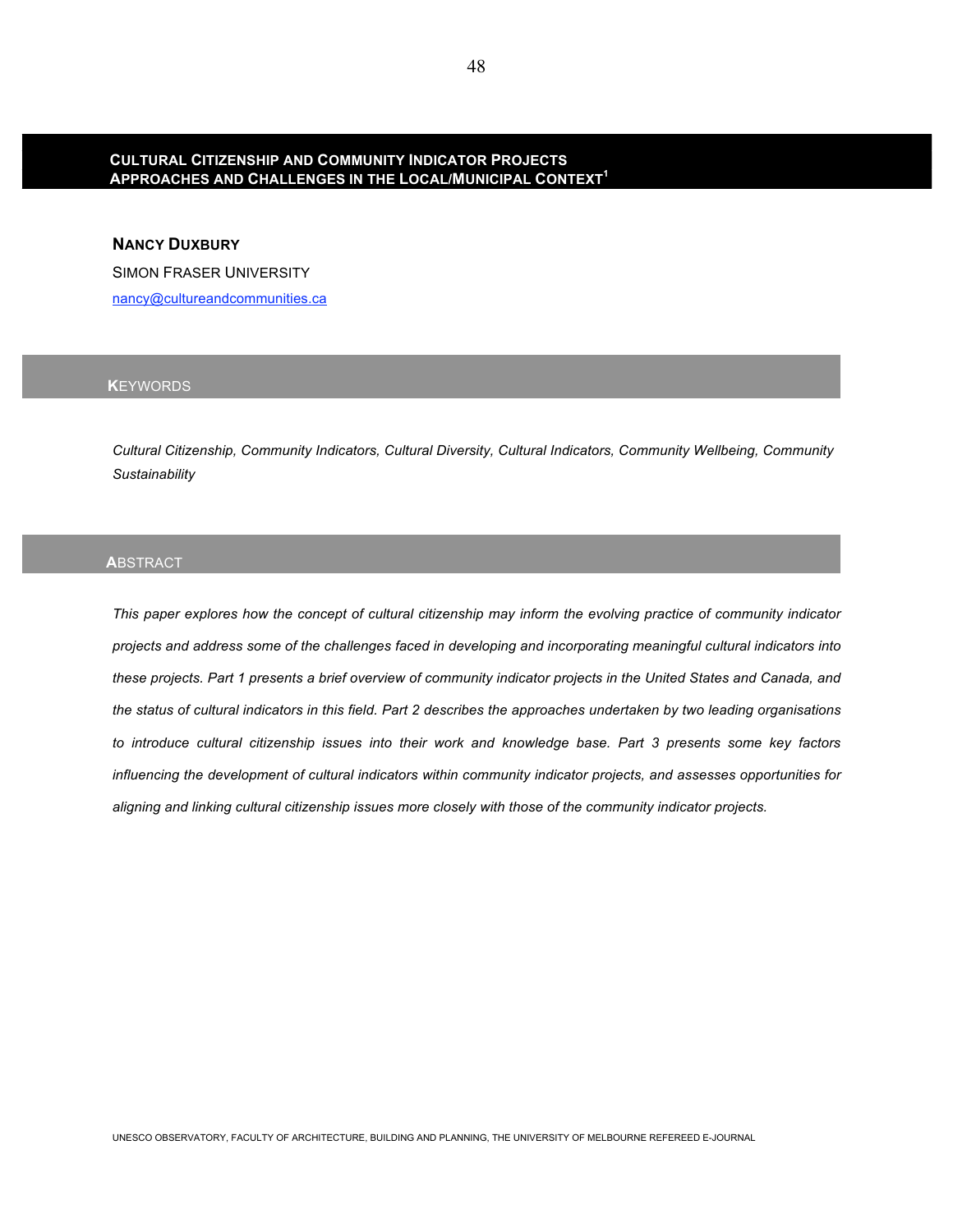# Cultural Citizenship and Community Indicator Projects
## Approaches and Challenges in the Local/Municipal Context[1]

**Nancy Duxbury**

Simon Fraser University

nancy@cultureandcommunities.ca

## Keywords

*Cultural Citizenship, Community Indicators, Cultural Diversity, Cultural Indicators, Community Wellbeing, Community Sustainability*

## Abstract

*This paper explores how the concept of cultural citizenship may inform the evolving practice of community indicator projects and address some of the challenges faced in developing and incorporating meaningful cultural indicators into these projects. Part 1 presents a brief overview of community indicator projects in the United States and Canada, and the status of cultural indicators in this field. Part 2 describes the approaches undertaken by two leading organisations to introduce cultural citizenship issues into their work and knowledge base. Part 3 presents some key factors influencing the development of cultural indicators within community indicator projects, and assesses opportunities for aligning and linking cultural citizenship issues more closely with those of the community indicator projects.*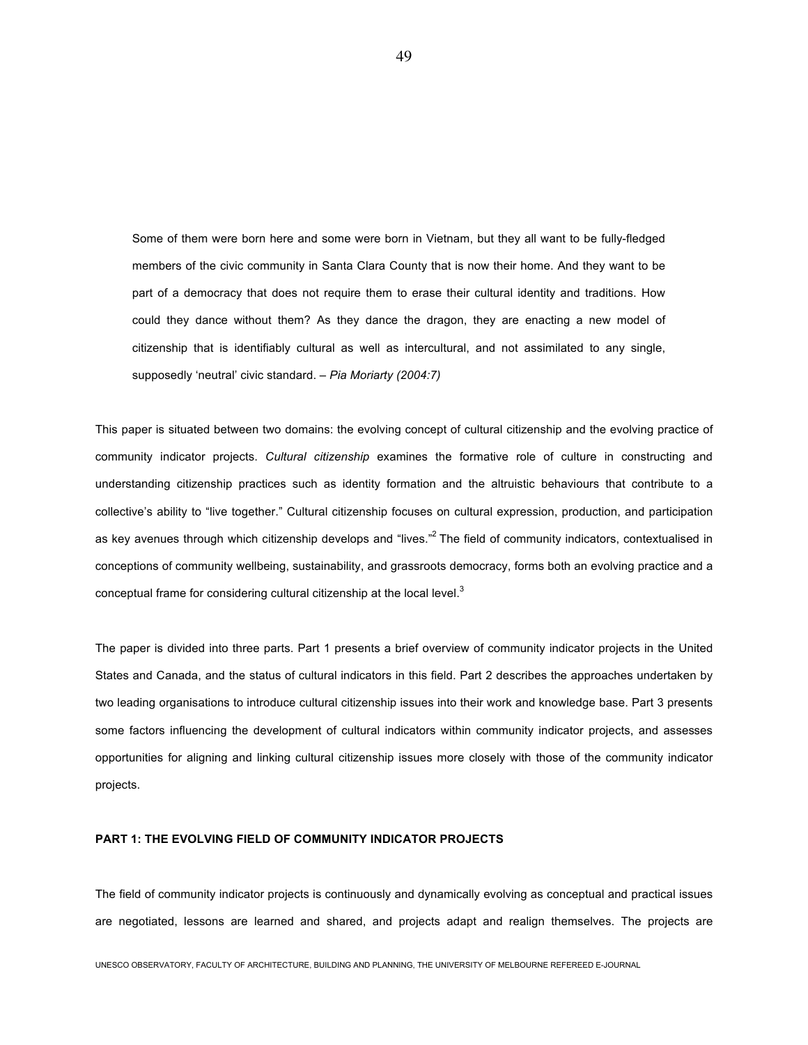> Some of them were born here and some were born in Vietnam, but they all want to be fully-fledged members of the civic community in Santa Clara County that is now their home. And they want to be part of a democracy that does not require them to erase their cultural identity and traditions. How could they dance without them? As they dance the dragon, they are enacting a new model of citizenship that is identifiably cultural as well as intercultural, and not assimilated to any single, supposedly 'neutral' civic standard. – *Pia Moriarty (2004:7)*

This paper is situated between two domains: the evolving concept of cultural citizenship and the evolving practice of community indicator projects. *Cultural citizenship* examines the formative role of culture in constructing and understanding citizenship practices such as identity formation and the altruistic behaviours that contribute to a collective's ability to "live together." Cultural citizenship focuses on cultural expression, production, and participation as key avenues through which citizenship develops and "lives."[2] The field of community indicators, contextualised in conceptions of community wellbeing, sustainability, and grassroots democracy, forms both an evolving practice and a conceptual frame for considering cultural citizenship at the local level.[3]

The paper is divided into three parts. Part 1 presents a brief overview of community indicator projects in the United States and Canada, and the status of cultural indicators in this field. Part 2 describes the approaches undertaken by two leading organisations to introduce cultural citizenship issues into their work and knowledge base. Part 3 presents some factors influencing the development of cultural indicators within community indicator projects, and assesses opportunities for aligning and linking cultural citizenship issues more closely with those of the community indicator projects.

## PART 1: THE EVOLVING FIELD OF COMMUNITY INDICATOR PROJECTS

The field of community indicator projects is continuously and dynamically evolving as conceptual and practical issues are negotiated, lessons are learned and shared, and projects adapt and realign themselves. The projects are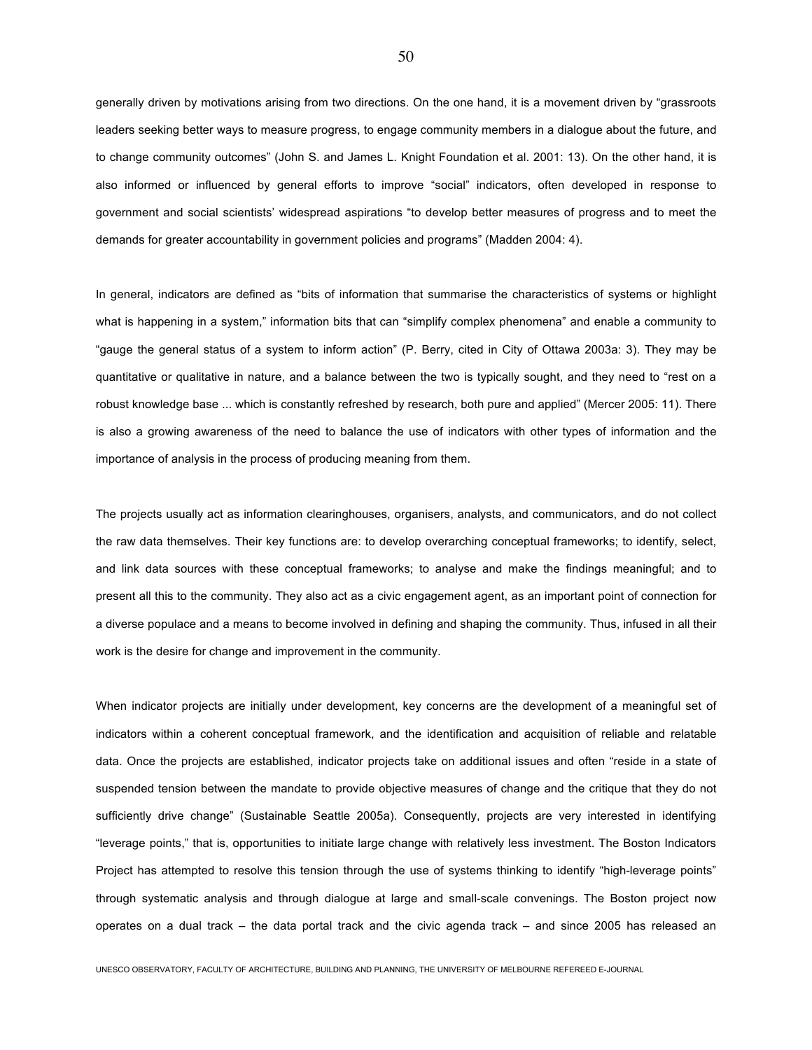generally driven by motivations arising from two directions. On the one hand, it is a movement driven by "grassroots leaders seeking better ways to measure progress, to engage community members in a dialogue about the future, and to change community outcomes" (John S. and James L. Knight Foundation et al. 2001: 13). On the other hand, it is also informed or influenced by general efforts to improve "social" indicators, often developed in response to government and social scientists' widespread aspirations "to develop better measures of progress and to meet the demands for greater accountability in government policies and programs" (Madden 2004: 4).

In general, indicators are defined as "bits of information that summarise the characteristics of systems or highlight what is happening in a system," information bits that can "simplify complex phenomena" and enable a community to "gauge the general status of a system to inform action" (P. Berry, cited in City of Ottawa 2003a: 3). They may be quantitative or qualitative in nature, and a balance between the two is typically sought, and they need to "rest on a robust knowledge base ... which is constantly refreshed by research, both pure and applied" (Mercer 2005: 11). There is also a growing awareness of the need to balance the use of indicators with other types of information and the importance of analysis in the process of producing meaning from them.

The projects usually act as information clearinghouses, organisers, analysts, and communicators, and do not collect the raw data themselves. Their key functions are: to develop overarching conceptual frameworks; to identify, select, and link data sources with these conceptual frameworks; to analyse and make the findings meaningful; and to present all this to the community. They also act as a civic engagement agent, as an important point of connection for a diverse populace and a means to become involved in defining and shaping the community. Thus, infused in all their work is the desire for change and improvement in the community.

When indicator projects are initially under development, key concerns are the development of a meaningful set of indicators within a coherent conceptual framework, and the identification and acquisition of reliable and relatable data. Once the projects are established, indicator projects take on additional issues and often "reside in a state of suspended tension between the mandate to provide objective measures of change and the critique that they do not sufficiently drive change" (Sustainable Seattle 2005a). Consequently, projects are very interested in identifying "leverage points," that is, opportunities to initiate large change with relatively less investment. The Boston Indicators Project has attempted to resolve this tension through the use of systems thinking to identify "high-leverage points" through systematic analysis and through dialogue at large and small-scale convenings. The Boston project now operates on a dual track – the data portal track and the civic agenda track – and since 2005 has released an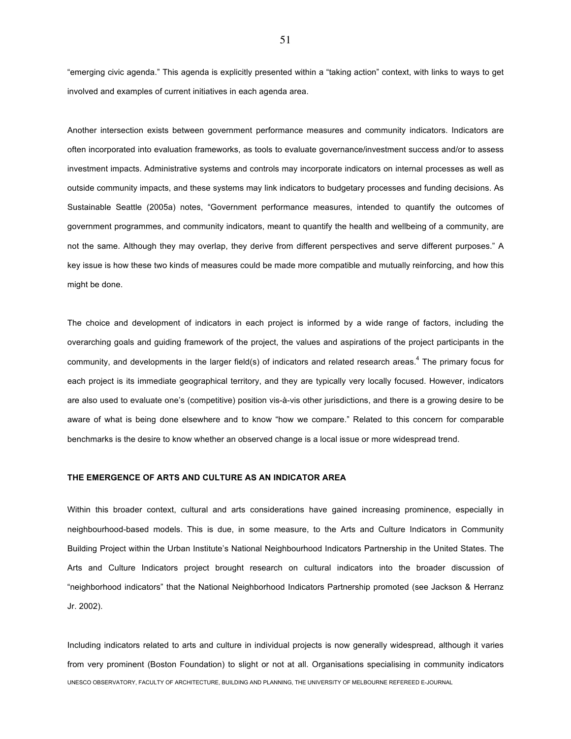"emerging civic agenda." This agenda is explicitly presented within a "taking action" context, with links to ways to get involved and examples of current initiatives in each agenda area.

Another intersection exists between government performance measures and community indicators. Indicators are often incorporated into evaluation frameworks, as tools to evaluate governance/investment success and/or to assess investment impacts. Administrative systems and controls may incorporate indicators on internal processes as well as outside community impacts, and these systems may link indicators to budgetary processes and funding decisions. As Sustainable Seattle (2005a) notes, "Government performance measures, intended to quantify the outcomes of government programmes, and community indicators, meant to quantify the health and wellbeing of a community, are not the same. Although they may overlap, they derive from different perspectives and serve different purposes." A key issue is how these two kinds of measures could be made more compatible and mutually reinforcing, and how this might be done.

The choice and development of indicators in each project is informed by a wide range of factors, including the overarching goals and guiding framework of the project, the values and aspirations of the project participants in the community, and developments in the larger field(s) of indicators and related research areas.[4] The primary focus for each project is its immediate geographical territory, and they are typically very locally focused. However, indicators are also used to evaluate one's (competitive) position vis-à-vis other jurisdictions, and there is a growing desire to be aware of what is being done elsewhere and to know "how we compare." Related to this concern for comparable benchmarks is the desire to know whether an observed change is a local issue or more widespread trend.

## THE EMERGENCE OF ARTS AND CULTURE AS AN INDICATOR AREA

Within this broader context, cultural and arts considerations have gained increasing prominence, especially in neighbourhood-based models. This is due, in some measure, to the Arts and Culture Indicators in Community Building Project within the Urban Institute's National Neighbourhood Indicators Partnership in the United States. The Arts and Culture Indicators project brought research on cultural indicators into the broader discussion of "neighborhood indicators" that the National Neighborhood Indicators Partnership promoted (see Jackson & Herranz Jr. 2002).

Including indicators related to arts and culture in individual projects is now generally widespread, although it varies from very prominent (Boston Foundation) to slight or not at all. Organisations specialising in community indicators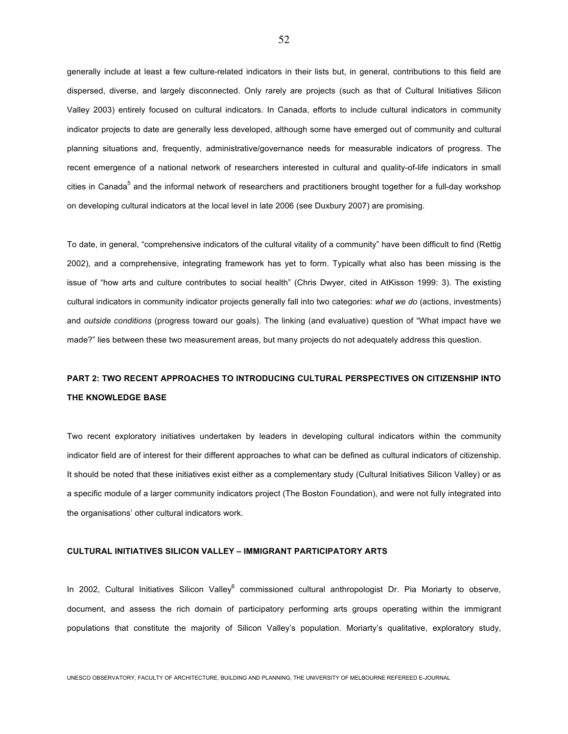generally include at least a few culture-related indicators in their lists but, in general, contributions to this field are dispersed, diverse, and largely disconnected. Only rarely are projects (such as that of Cultural Initiatives Silicon Valley 2003) entirely focused on cultural indicators. In Canada, efforts to include cultural indicators in community indicator projects to date are generally less developed, although some have emerged out of community and cultural planning situations and, frequently, administrative/governance needs for measurable indicators of progress. The recent emergence of a national network of researchers interested in cultural and quality-of-life indicators in small cities in Canada[5] and the informal network of researchers and practitioners brought together for a full-day workshop on developing cultural indicators at the local level in late 2006 (see Duxbury 2007) are promising.

To date, in general, "comprehensive indicators of the cultural vitality of a community" have been difficult to find (Rettig 2002), and a comprehensive, integrating framework has yet to form. Typically what also has been missing is the issue of "how arts and culture contributes to social health" (Chris Dwyer, cited in AtKisson 1999: 3). The existing cultural indicators in community indicator projects generally fall into two categories: *what we do* (actions, investments) and *outside conditions* (progress toward our goals). The linking (and evaluative) question of "What impact have we made?" lies between these two measurement areas, but many projects do not adequately address this question.

## PART 2: TWO RECENT APPROACHES TO INTRODUCING CULTURAL PERSPECTIVES ON CITIZENSHIP INTO THE KNOWLEDGE BASE

Two recent exploratory initiatives undertaken by leaders in developing cultural indicators within the community indicator field are of interest for their different approaches to what can be defined as cultural indicators of citizenship. It should be noted that these initiatives exist either as a complementary study (Cultural Initiatives Silicon Valley) or as a specific module of a larger community indicators project (The Boston Foundation), and were not fully integrated into the organisations' other cultural indicators work.

### CULTURAL INITIATIVES SILICON VALLEY – IMMIGRANT PARTICIPATORY ARTS

In 2002, Cultural Initiatives Silicon Valley[6] commissioned cultural anthropologist Dr. Pia Moriarty to observe, document, and assess the rich domain of participatory performing arts groups operating within the immigrant populations that constitute the majority of Silicon Valley's population. Moriarty's qualitative, exploratory study,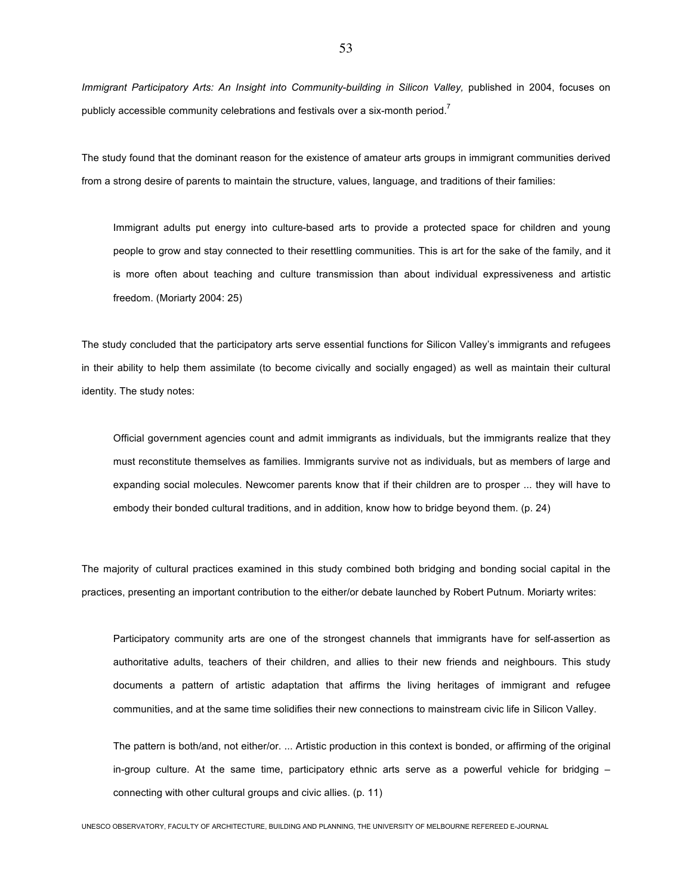*Immigrant Participatory Arts: An Insight into Community-building in Silicon Valley,* published in 2004, focuses on publicly accessible community celebrations and festivals over a six-month period.[7]

The study found that the dominant reason for the existence of amateur arts groups in immigrant communities derived from a strong desire of parents to maintain the structure, values, language, and traditions of their families:

> Immigrant adults put energy into culture-based arts to provide a protected space for children and young people to grow and stay connected to their resettling communities. This is art for the sake of the family, and it is more often about teaching and culture transmission than about individual expressiveness and artistic freedom. (Moriarty 2004: 25)

The study concluded that the participatory arts serve essential functions for Silicon Valley's immigrants and refugees in their ability to help them assimilate (to become civically and socially engaged) as well as maintain their cultural identity. The study notes:

> Official government agencies count and admit immigrants as individuals, but the immigrants realize that they must reconstitute themselves as families. Immigrants survive not as individuals, but as members of large and expanding social molecules. Newcomer parents know that if their children are to prosper ... they will have to embody their bonded cultural traditions, and in addition, know how to bridge beyond them. (p. 24)

The majority of cultural practices examined in this study combined both bridging and bonding social capital in the practices, presenting an important contribution to the either/or debate launched by Robert Putnum. Moriarty writes:

> Participatory community arts are one of the strongest channels that immigrants have for self-assertion as authoritative adults, teachers of their children, and allies to their new friends and neighbours. This study documents a pattern of artistic adaptation that affirms the living heritages of immigrant and refugee communities, and at the same time solidifies their new connections to mainstream civic life in Silicon Valley.
>
> The pattern is both/and, not either/or. ... Artistic production in this context is bonded, or affirming of the original in-group culture. At the same time, participatory ethnic arts serve as a powerful vehicle for bridging – connecting with other cultural groups and civic allies. (p. 11)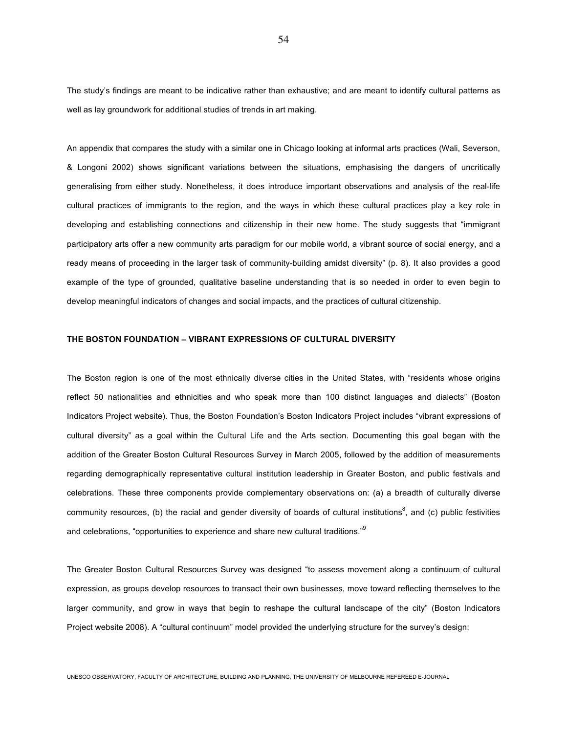The study's findings are meant to be indicative rather than exhaustive; and are meant to identify cultural patterns as well as lay groundwork for additional studies of trends in art making.

An appendix that compares the study with a similar one in Chicago looking at informal arts practices (Wali, Severson, & Longoni 2002) shows significant variations between the situations, emphasising the dangers of uncritically generalising from either study. Nonetheless, it does introduce important observations and analysis of the real-life cultural practices of immigrants to the region, and the ways in which these cultural practices play a key role in developing and establishing connections and citizenship in their new home. The study suggests that "immigrant participatory arts offer a new community arts paradigm for our mobile world, a vibrant source of social energy, and a ready means of proceeding in the larger task of community-building amidst diversity" (p. 8). It also provides a good example of the type of grounded, qualitative baseline understanding that is so needed in order to even begin to develop meaningful indicators of changes and social impacts, and the practices of cultural citizenship.

## THE BOSTON FOUNDATION – VIBRANT EXPRESSIONS OF CULTURAL DIVERSITY

The Boston region is one of the most ethnically diverse cities in the United States, with "residents whose origins reflect 50 nationalities and ethnicities and who speak more than 100 distinct languages and dialects" (Boston Indicators Project website). Thus, the Boston Foundation's Boston Indicators Project includes "vibrant expressions of cultural diversity" as a goal within the Cultural Life and the Arts section. Documenting this goal began with the addition of the Greater Boston Cultural Resources Survey in March 2005, followed by the addition of measurements regarding demographically representative cultural institution leadership in Greater Boston, and public festivals and celebrations. These three components provide complementary observations on: (a) a breadth of culturally diverse community resources, (b) the racial and gender diversity of boards of cultural institutions[8], and (c) public festivities and celebrations, "opportunities to experience and share new cultural traditions."[9]

The Greater Boston Cultural Resources Survey was designed "to assess movement along a continuum of cultural expression, as groups develop resources to transact their own businesses, move toward reflecting themselves to the larger community, and grow in ways that begin to reshape the cultural landscape of the city" (Boston Indicators Project website 2008). A "cultural continuum" model provided the underlying structure for the survey's design: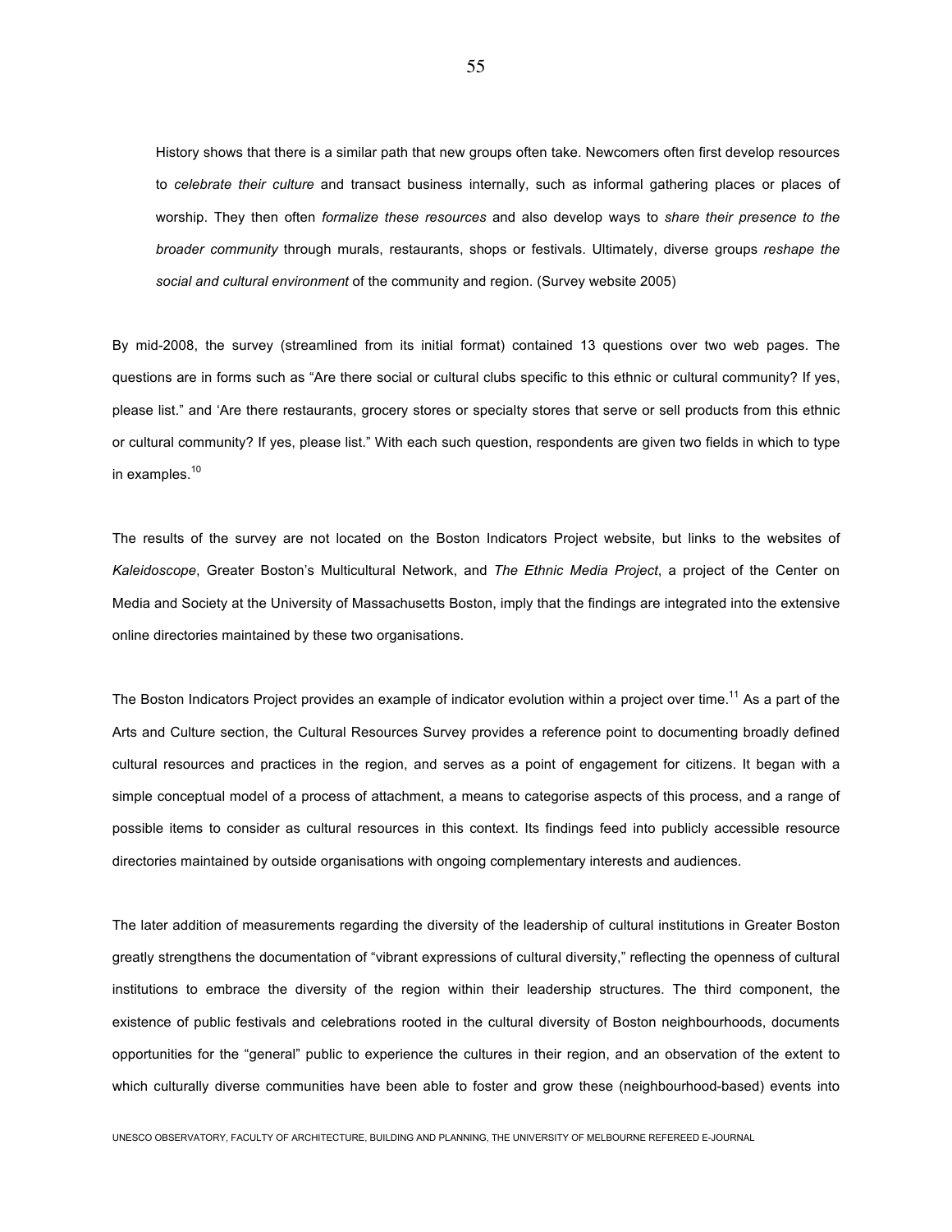> History shows that there is a similar path that new groups often take. Newcomers often first develop resources to *celebrate their culture* and transact business internally, such as informal gathering places or places of worship. They then often *formalize these resources* and also develop ways to *share their presence to the broader community* through murals, restaurants, shops or festivals. Ultimately, diverse groups *reshape the social and cultural environment* of the community and region. (Survey website 2005)

By mid-2008, the survey (streamlined from its initial format) contained 13 questions over two web pages. The questions are in forms such as "Are there social or cultural clubs specific to this ethnic or cultural community? If yes, please list." and 'Are there restaurants, grocery stores or specialty stores that serve or sell products from this ethnic or cultural community? If yes, please list." With each such question, respondents are given two fields in which to type in examples.[10]

The results of the survey are not located on the Boston Indicators Project website, but links to the websites of *Kaleidoscope*, Greater Boston's Multicultural Network, and *The Ethnic Media Project*, a project of the Center on Media and Society at the University of Massachusetts Boston, imply that the findings are integrated into the extensive online directories maintained by these two organisations.

The Boston Indicators Project provides an example of indicator evolution within a project over time.[11] As a part of the Arts and Culture section, the Cultural Resources Survey provides a reference point to documenting broadly defined cultural resources and practices in the region, and serves as a point of engagement for citizens. It began with a simple conceptual model of a process of attachment, a means to categorise aspects of this process, and a range of possible items to consider as cultural resources in this context. Its findings feed into publicly accessible resource directories maintained by outside organisations with ongoing complementary interests and audiences.

The later addition of measurements regarding the diversity of the leadership of cultural institutions in Greater Boston greatly strengthens the documentation of "vibrant expressions of cultural diversity," reflecting the openness of cultural institutions to embrace the diversity of the region within their leadership structures. The third component, the existence of public festivals and celebrations rooted in the cultural diversity of Boston neighbourhoods, documents opportunities for the "general" public to experience the cultures in their region, and an observation of the extent to which culturally diverse communities have been able to foster and grow these (neighbourhood-based) events into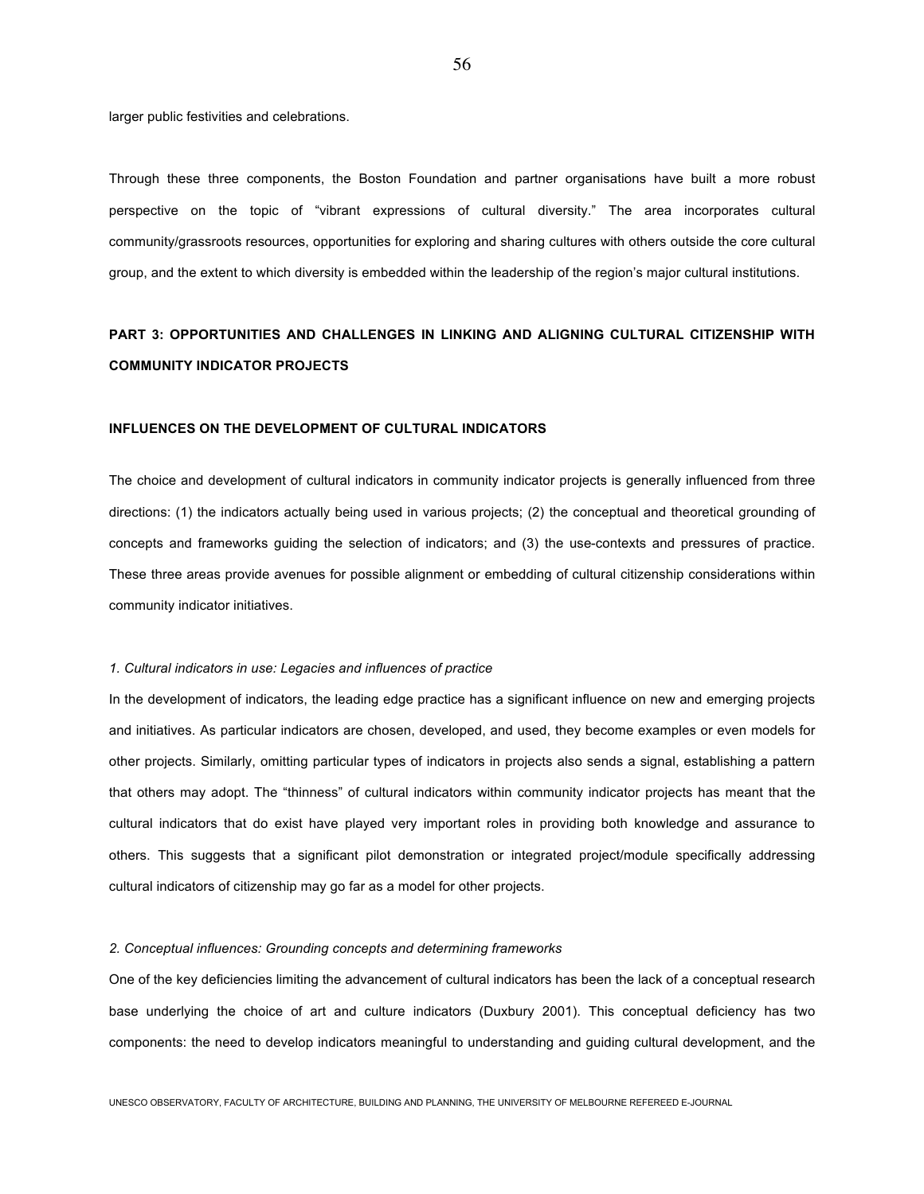larger public festivities and celebrations.

Through these three components, the Boston Foundation and partner organisations have built a more robust perspective on the topic of "vibrant expressions of cultural diversity." The area incorporates cultural community/grassroots resources, opportunities for exploring and sharing cultures with others outside the core cultural group, and the extent to which diversity is embedded within the leadership of the region's major cultural institutions.

## PART 3: OPPORTUNITIES AND CHALLENGES IN LINKING AND ALIGNING CULTURAL CITIZENSHIP WITH COMMUNITY INDICATOR PROJECTS

### INFLUENCES ON THE DEVELOPMENT OF CULTURAL INDICATORS

The choice and development of cultural indicators in community indicator projects is generally influenced from three directions: (1) the indicators actually being used in various projects; (2) the conceptual and theoretical grounding of concepts and frameworks guiding the selection of indicators; and (3) the use-contexts and pressures of practice. These three areas provide avenues for possible alignment or embedding of cultural citizenship considerations within community indicator initiatives.

#### *1. Cultural indicators in use: Legacies and influences of practice*

In the development of indicators, the leading edge practice has a significant influence on new and emerging projects and initiatives. As particular indicators are chosen, developed, and used, they become examples or even models for other projects. Similarly, omitting particular types of indicators in projects also sends a signal, establishing a pattern that others may adopt. The "thinness" of cultural indicators within community indicator projects has meant that the cultural indicators that do exist have played very important roles in providing both knowledge and assurance to others. This suggests that a significant pilot demonstration or integrated project/module specifically addressing cultural indicators of citizenship may go far as a model for other projects.

#### *2. Conceptual influences: Grounding concepts and determining frameworks*

One of the key deficiencies limiting the advancement of cultural indicators has been the lack of a conceptual research base underlying the choice of art and culture indicators (Duxbury 2001). This conceptual deficiency has two components: the need to develop indicators meaningful to understanding and guiding cultural development, and the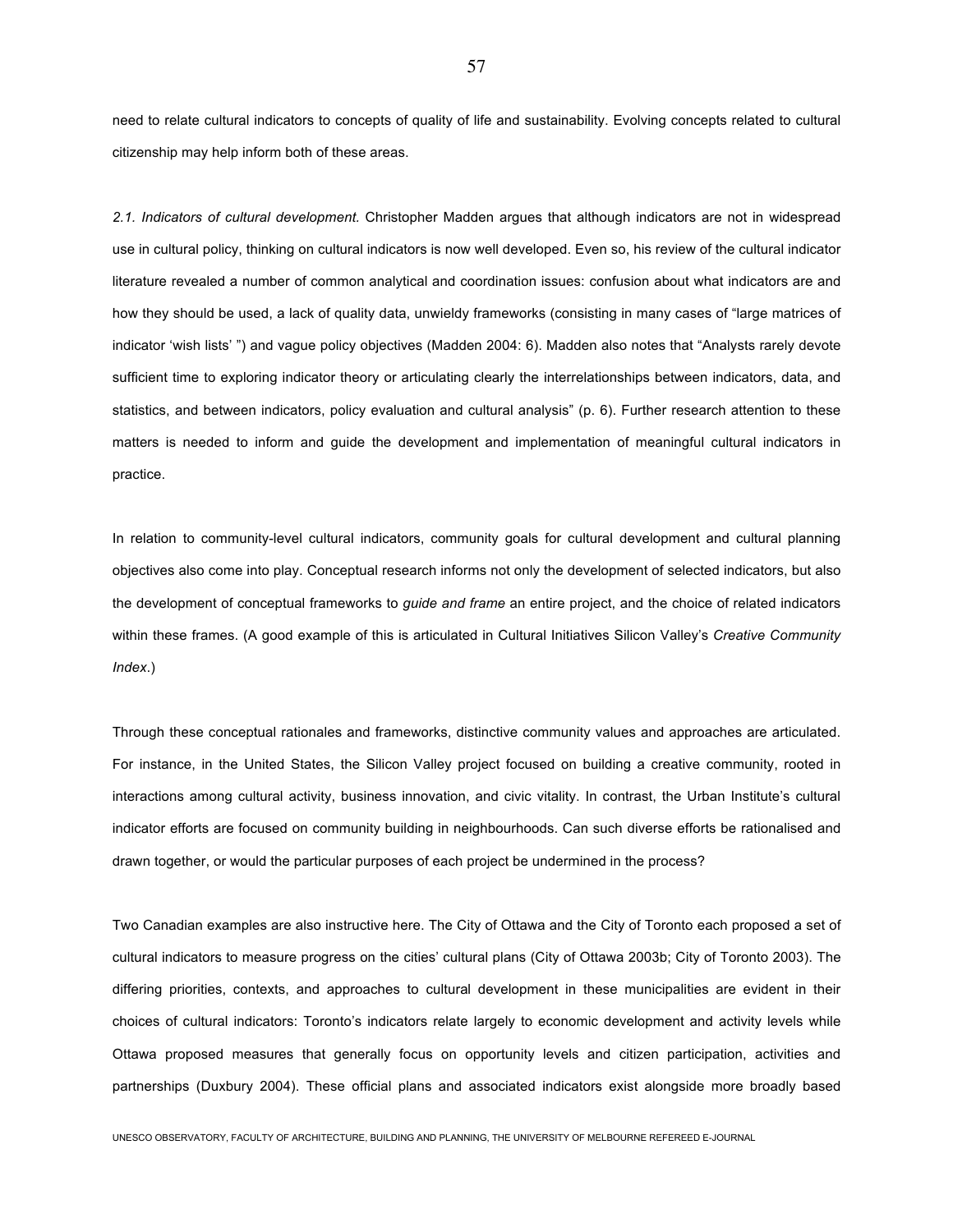need to relate cultural indicators to concepts of quality of life and sustainability. Evolving concepts related to cultural citizenship may help inform both of these areas.

*2.1. Indicators of cultural development.* Christopher Madden argues that although indicators are not in widespread use in cultural policy, thinking on cultural indicators is now well developed. Even so, his review of the cultural indicator literature revealed a number of common analytical and coordination issues: confusion about what indicators are and how they should be used, a lack of quality data, unwieldy frameworks (consisting in many cases of "large matrices of indicator 'wish lists' ") and vague policy objectives (Madden 2004: 6). Madden also notes that "Analysts rarely devote sufficient time to exploring indicator theory or articulating clearly the interrelationships between indicators, data, and statistics, and between indicators, policy evaluation and cultural analysis" (p. 6). Further research attention to these matters is needed to inform and guide the development and implementation of meaningful cultural indicators in practice.

In relation to community-level cultural indicators, community goals for cultural development and cultural planning objectives also come into play. Conceptual research informs not only the development of selected indicators, but also the development of conceptual frameworks to *guide and frame* an entire project, and the choice of related indicators within these frames. (A good example of this is articulated in Cultural Initiatives Silicon Valley's *Creative Community Index*.)

Through these conceptual rationales and frameworks, distinctive community values and approaches are articulated. For instance, in the United States, the Silicon Valley project focused on building a creative community, rooted in interactions among cultural activity, business innovation, and civic vitality. In contrast, the Urban Institute's cultural indicator efforts are focused on community building in neighbourhoods. Can such diverse efforts be rationalised and drawn together, or would the particular purposes of each project be undermined in the process?

Two Canadian examples are also instructive here. The City of Ottawa and the City of Toronto each proposed a set of cultural indicators to measure progress on the cities' cultural plans (City of Ottawa 2003b; City of Toronto 2003). The differing priorities, contexts, and approaches to cultural development in these municipalities are evident in their choices of cultural indicators: Toronto's indicators relate largely to economic development and activity levels while Ottawa proposed measures that generally focus on opportunity levels and citizen participation, activities and partnerships (Duxbury 2004). These official plans and associated indicators exist alongside more broadly based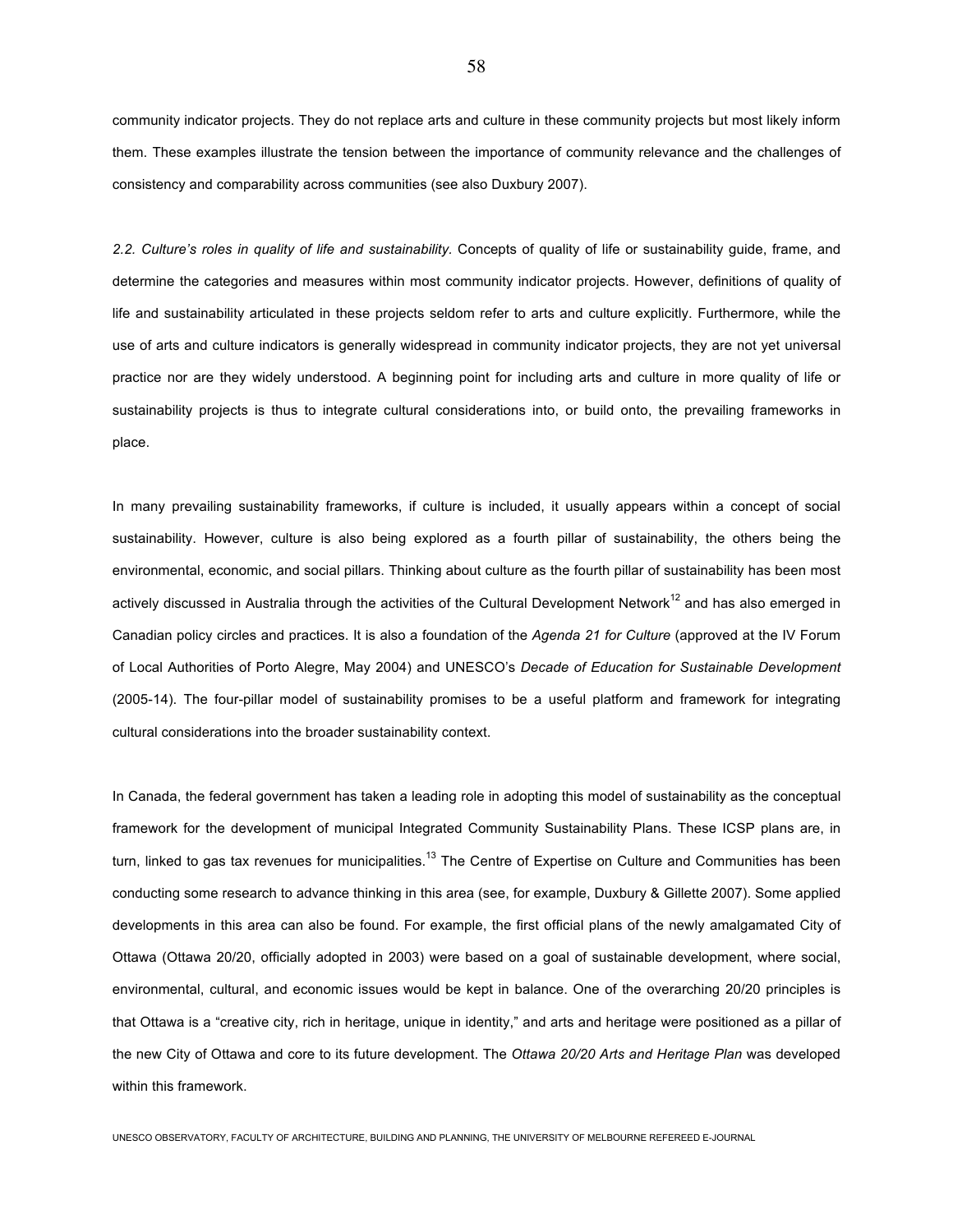community indicator projects. They do not replace arts and culture in these community projects but most likely inform them. These examples illustrate the tension between the importance of community relevance and the challenges of consistency and comparability across communities (see also Duxbury 2007).

*2.2. Culture's roles in quality of life and sustainability.* Concepts of quality of life or sustainability guide, frame, and determine the categories and measures within most community indicator projects. However, definitions of quality of life and sustainability articulated in these projects seldom refer to arts and culture explicitly. Furthermore, while the use of arts and culture indicators is generally widespread in community indicator projects, they are not yet universal practice nor are they widely understood. A beginning point for including arts and culture in more quality of life or sustainability projects is thus to integrate cultural considerations into, or build onto, the prevailing frameworks in place.

In many prevailing sustainability frameworks, if culture is included, it usually appears within a concept of social sustainability. However, culture is also being explored as a fourth pillar of sustainability, the others being the environmental, economic, and social pillars. Thinking about culture as the fourth pillar of sustainability has been most actively discussed in Australia through the activities of the Cultural Development Network[12] and has also emerged in Canadian policy circles and practices. It is also a foundation of the *Agenda 21 for Culture* (approved at the IV Forum of Local Authorities of Porto Alegre, May 2004) and UNESCO's *Decade of Education for Sustainable Development* (2005-14). The four-pillar model of sustainability promises to be a useful platform and framework for integrating cultural considerations into the broader sustainability context.

In Canada, the federal government has taken a leading role in adopting this model of sustainability as the conceptual framework for the development of municipal Integrated Community Sustainability Plans. These ICSP plans are, in turn, linked to gas tax revenues for municipalities.[13] The Centre of Expertise on Culture and Communities has been conducting some research to advance thinking in this area (see, for example, Duxbury & Gillette 2007). Some applied developments in this area can also be found. For example, the first official plans of the newly amalgamated City of Ottawa (Ottawa 20/20, officially adopted in 2003) were based on a goal of sustainable development, where social, environmental, cultural, and economic issues would be kept in balance. One of the overarching 20/20 principles is that Ottawa is a "creative city, rich in heritage, unique in identity," and arts and heritage were positioned as a pillar of the new City of Ottawa and core to its future development. The *Ottawa 20/20 Arts and Heritage Plan* was developed within this framework.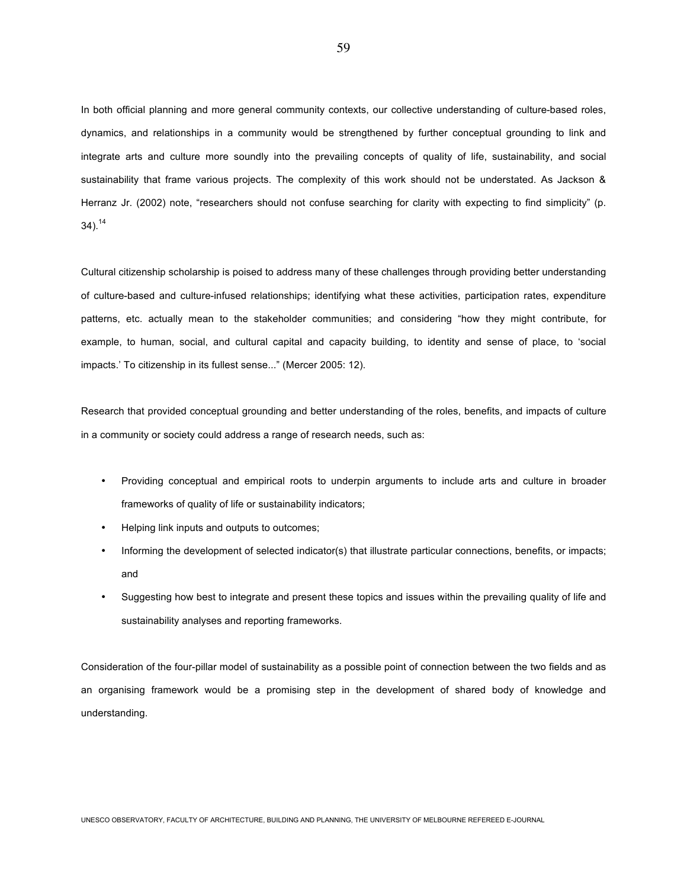In both official planning and more general community contexts, our collective understanding of culture-based roles, dynamics, and relationships in a community would be strengthened by further conceptual grounding to link and integrate arts and culture more soundly into the prevailing concepts of quality of life, sustainability, and social sustainability that frame various projects. The complexity of this work should not be understated. As Jackson & Herranz Jr. (2002) note, "researchers should not confuse searching for clarity with expecting to find simplicity" (p. 34).[14]

Cultural citizenship scholarship is poised to address many of these challenges through providing better understanding of culture-based and culture-infused relationships; identifying what these activities, participation rates, expenditure patterns, etc. actually mean to the stakeholder communities; and considering "how they might contribute, for example, to human, social, and cultural capital and capacity building, to identity and sense of place, to 'social impacts.' To citizenship in its fullest sense..." (Mercer 2005: 12).

Research that provided conceptual grounding and better understanding of the roles, benefits, and impacts of culture in a community or society could address a range of research needs, such as:

- Providing conceptual and empirical roots to underpin arguments to include arts and culture in broader frameworks of quality of life or sustainability indicators;
- Helping link inputs and outputs to outcomes;
- Informing the development of selected indicator(s) that illustrate particular connections, benefits, or impacts; and
- Suggesting how best to integrate and present these topics and issues within the prevailing quality of life and sustainability analyses and reporting frameworks.

Consideration of the four-pillar model of sustainability as a possible point of connection between the two fields and as an organising framework would be a promising step in the development of shared body of knowledge and understanding.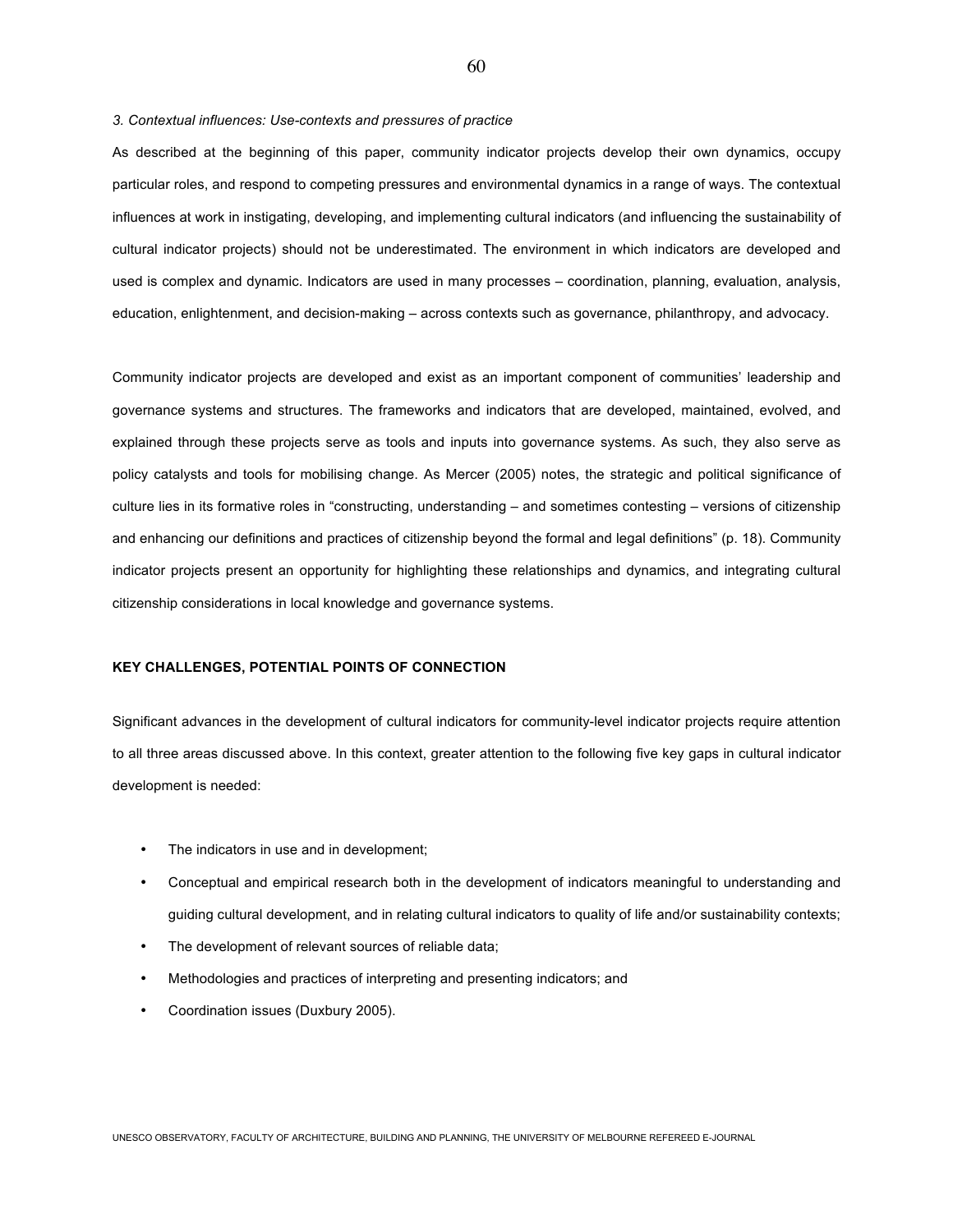*3. Contextual influences: Use-contexts and pressures of practice*

As described at the beginning of this paper, community indicator projects develop their own dynamics, occupy particular roles, and respond to competing pressures and environmental dynamics in a range of ways. The contextual influences at work in instigating, developing, and implementing cultural indicators (and influencing the sustainability of cultural indicator projects) should not be underestimated. The environment in which indicators are developed and used is complex and dynamic. Indicators are used in many processes – coordination, planning, evaluation, analysis, education, enlightenment, and decision-making – across contexts such as governance, philanthropy, and advocacy.

Community indicator projects are developed and exist as an important component of communities' leadership and governance systems and structures. The frameworks and indicators that are developed, maintained, evolved, and explained through these projects serve as tools and inputs into governance systems. As such, they also serve as policy catalysts and tools for mobilising change. As Mercer (2005) notes, the strategic and political significance of culture lies in its formative roles in "constructing, understanding – and sometimes contesting – versions of citizenship and enhancing our definitions and practices of citizenship beyond the formal and legal definitions" (p. 18). Community indicator projects present an opportunity for highlighting these relationships and dynamics, and integrating cultural citizenship considerations in local knowledge and governance systems.

## KEY CHALLENGES, POTENTIAL POINTS OF CONNECTION

Significant advances in the development of cultural indicators for community-level indicator projects require attention to all three areas discussed above. In this context, greater attention to the following five key gaps in cultural indicator development is needed:

- The indicators in use and in development;
- Conceptual and empirical research both in the development of indicators meaningful to understanding and guiding cultural development, and in relating cultural indicators to quality of life and/or sustainability contexts;
- The development of relevant sources of reliable data;
- Methodologies and practices of interpreting and presenting indicators; and
- Coordination issues (Duxbury 2005).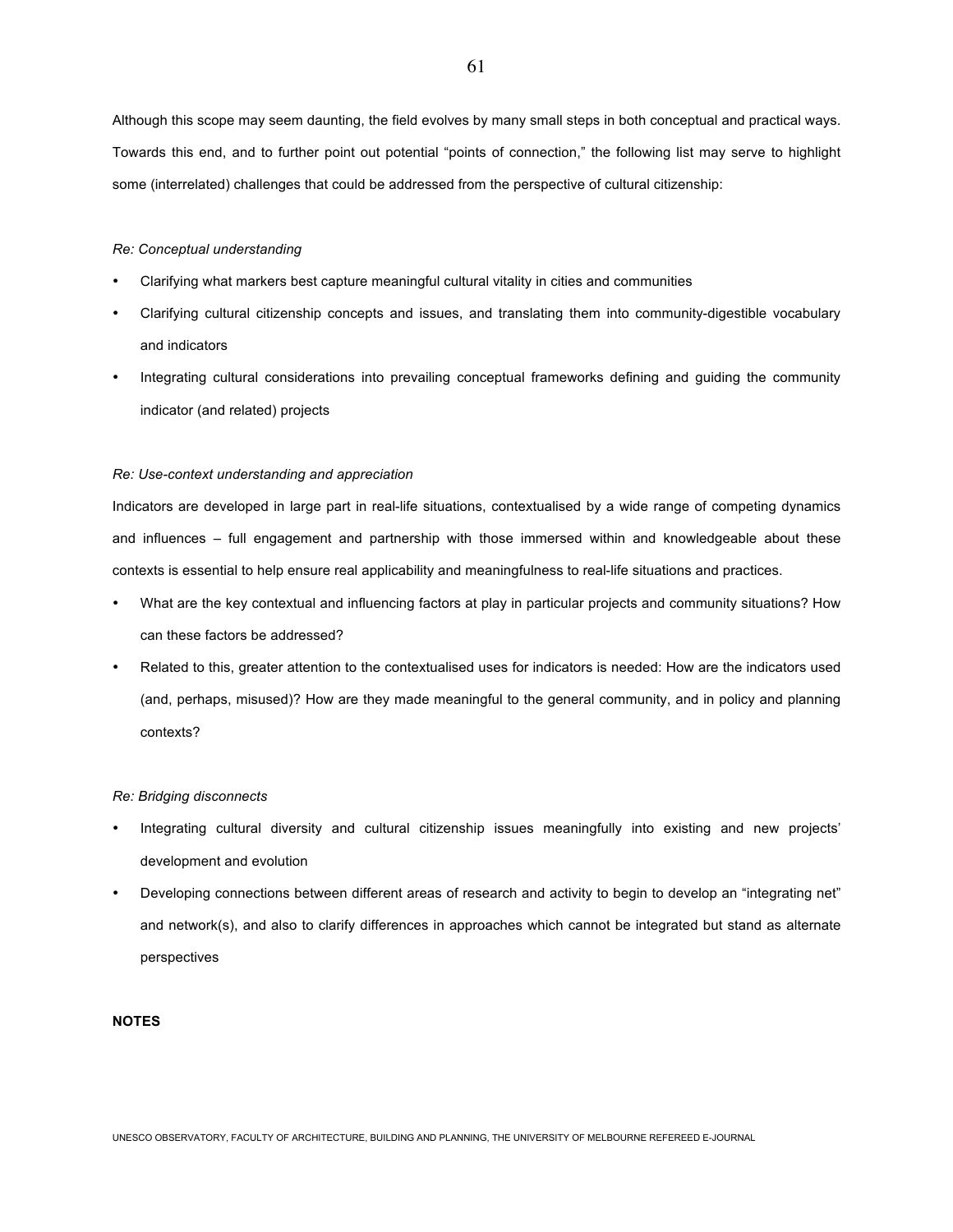Although this scope may seem daunting, the field evolves by many small steps in both conceptual and practical ways. Towards this end, and to further point out potential "points of connection," the following list may serve to highlight some (interrelated) challenges that could be addressed from the perspective of cultural citizenship:

*Re: Conceptual understanding*

- Clarifying what markers best capture meaningful cultural vitality in cities and communities
- Clarifying cultural citizenship concepts and issues, and translating them into community-digestible vocabulary and indicators
- Integrating cultural considerations into prevailing conceptual frameworks defining and guiding the community indicator (and related) projects

*Re: Use-context understanding and appreciation*

Indicators are developed in large part in real-life situations, contextualised by a wide range of competing dynamics and influences – full engagement and partnership with those immersed within and knowledgeable about these contexts is essential to help ensure real applicability and meaningfulness to real-life situations and practices.

- What are the key contextual and influencing factors at play in particular projects and community situations? How can these factors be addressed?
- Related to this, greater attention to the contextualised uses for indicators is needed: How are the indicators used (and, perhaps, misused)? How are they made meaningful to the general community, and in policy and planning contexts?

*Re: Bridging disconnects*

- Integrating cultural diversity and cultural citizenship issues meaningfully into existing and new projects' development and evolution
- Developing connections between different areas of research and activity to begin to develop an "integrating net" and network(s), and also to clarify differences in approaches which cannot be integrated but stand as alternate perspectives

**NOTES**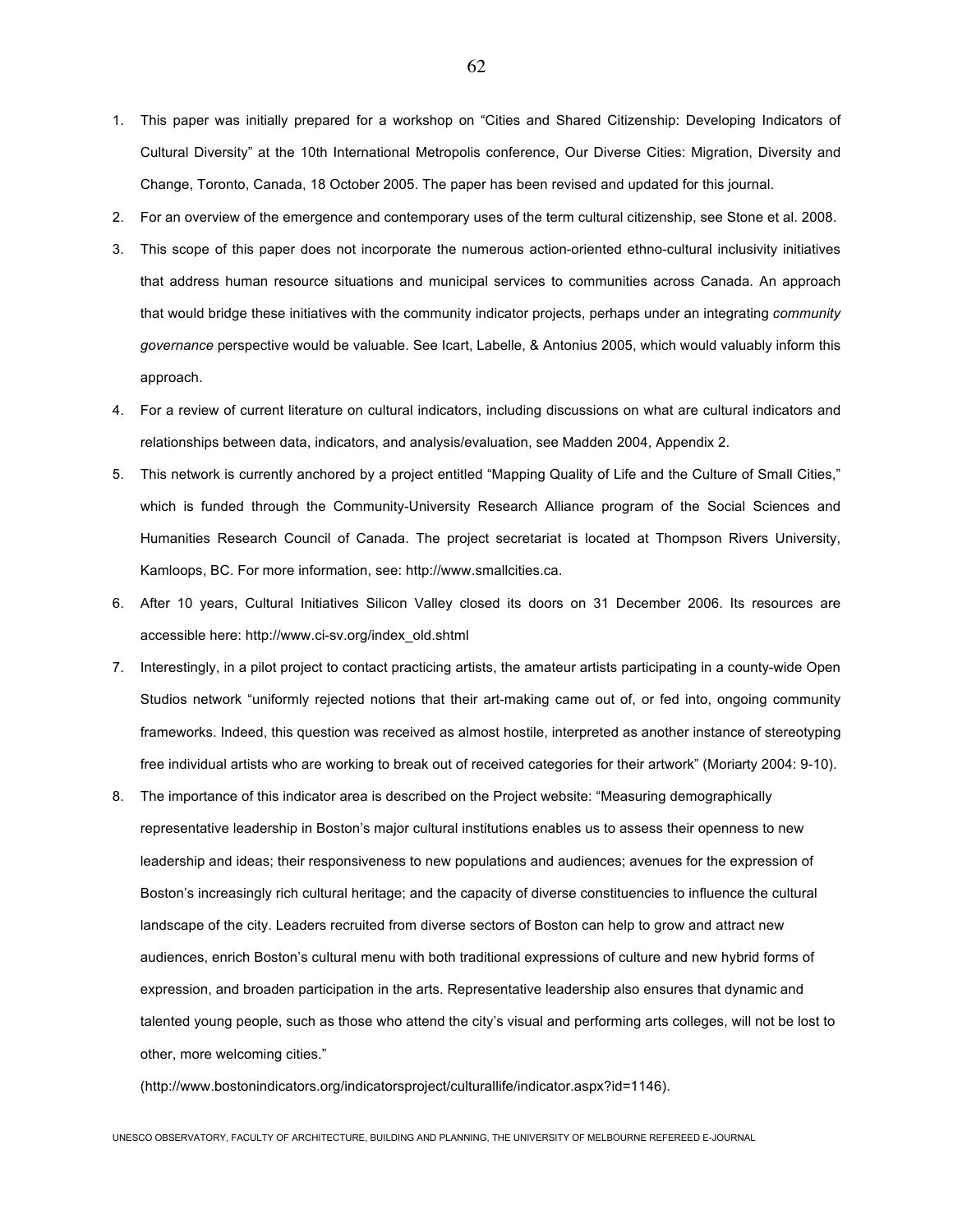1. This paper was initially prepared for a workshop on "Cities and Shared Citizenship: Developing Indicators of Cultural Diversity" at the 10th International Metropolis conference, Our Diverse Cities: Migration, Diversity and Change, Toronto, Canada, 18 October 2005. The paper has been revised and updated for this journal.
2. For an overview of the emergence and contemporary uses of the term cultural citizenship, see Stone et al. 2008.
3. This scope of this paper does not incorporate the numerous action-oriented ethno-cultural inclusivity initiatives that address human resource situations and municipal services to communities across Canada. An approach that would bridge these initiatives with the community indicator projects, perhaps under an integrating *community governance* perspective would be valuable. See Icart, Labelle, & Antonius 2005, which would valuably inform this approach.
4. For a review of current literature on cultural indicators, including discussions on what are cultural indicators and relationships between data, indicators, and analysis/evaluation, see Madden 2004, Appendix 2.
5. This network is currently anchored by a project entitled "Mapping Quality of Life and the Culture of Small Cities," which is funded through the Community-University Research Alliance program of the Social Sciences and Humanities Research Council of Canada. The project secretariat is located at Thompson Rivers University, Kamloops, BC. For more information, see: http://www.smallcities.ca.
6. After 10 years, Cultural Initiatives Silicon Valley closed its doors on 31 December 2006. Its resources are accessible here: http://www.ci-sv.org/index_old.shtml
7. Interestingly, in a pilot project to contact practicing artists, the amateur artists participating in a county-wide Open Studios network "uniformly rejected notions that their art-making came out of, or fed into, ongoing community frameworks. Indeed, this question was received as almost hostile, interpreted as another instance of stereotyping free individual artists who are working to break out of received categories for their artwork" (Moriarty 2004: 9-10).
8. The importance of this indicator area is described on the Project website: "Measuring demographically representative leadership in Boston's major cultural institutions enables us to assess their openness to new leadership and ideas; their responsiveness to new populations and audiences; avenues for the expression of Boston's increasingly rich cultural heritage; and the capacity of diverse constituencies to influence the cultural landscape of the city. Leaders recruited from diverse sectors of Boston can help to grow and attract new audiences, enrich Boston's cultural menu with both traditional expressions of culture and new hybrid forms of expression, and broaden participation in the arts. Representative leadership also ensures that dynamic and talented young people, such as those who attend the city's visual and performing arts colleges, will not be lost to other, more welcoming cities."

   (http://www.bostonindicators.org/indicatorsproject/culturallife/indicator.aspx?id=1146).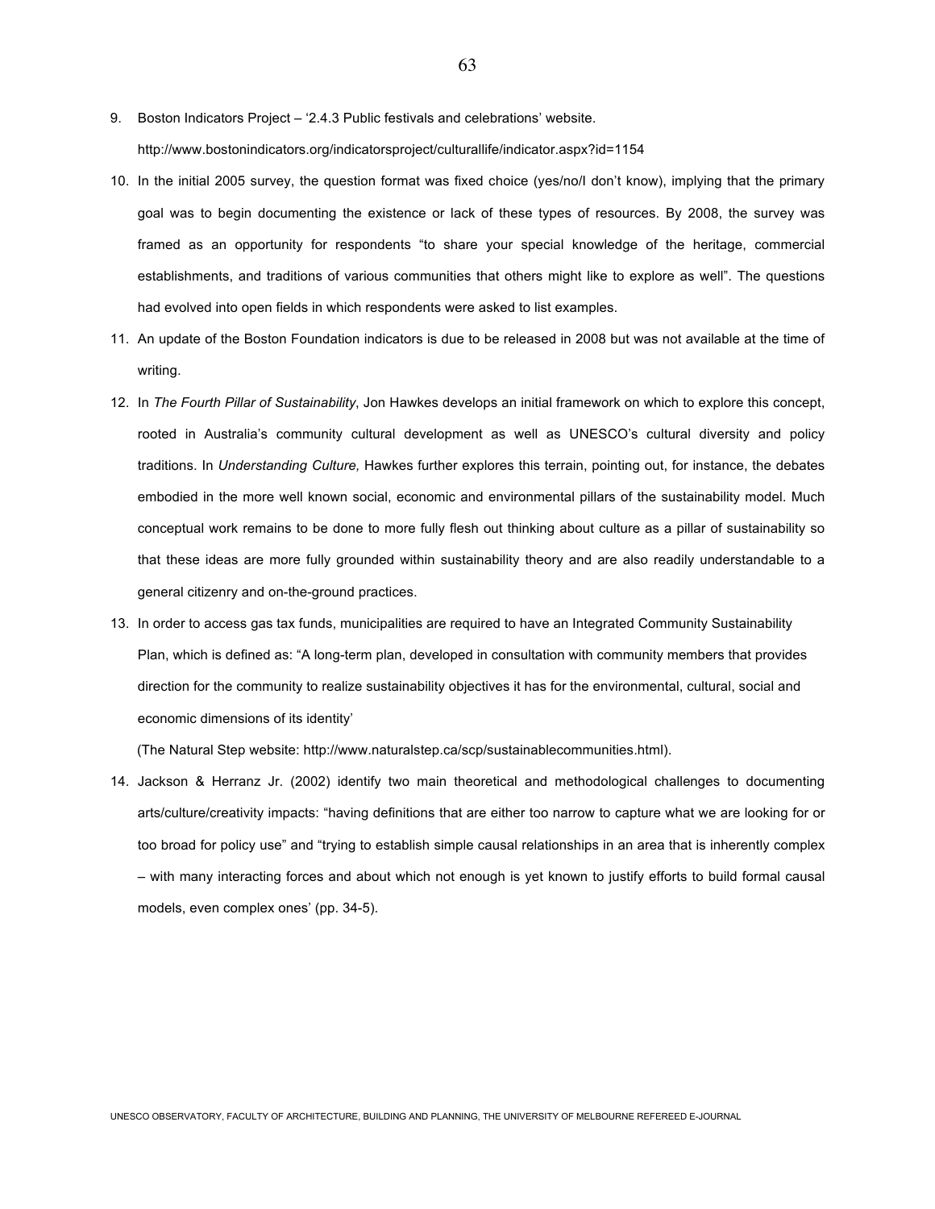9. Boston Indicators Project – '2.4.3 Public festivals and celebrations' website. http://www.bostonindicators.org/indicatorsproject/culturallife/indicator.aspx?id=1154

10. In the initial 2005 survey, the question format was fixed choice (yes/no/I don't know), implying that the primary goal was to begin documenting the existence or lack of these types of resources. By 2008, the survey was framed as an opportunity for respondents "to share your special knowledge of the heritage, commercial establishments, and traditions of various communities that others might like to explore as well". The questions had evolved into open fields in which respondents were asked to list examples.

11. An update of the Boston Foundation indicators is due to be released in 2008 but was not available at the time of writing.

12. In *The Fourth Pillar of Sustainability*, Jon Hawkes develops an initial framework on which to explore this concept, rooted in Australia's community cultural development as well as UNESCO's cultural diversity and policy traditions. In *Understanding Culture,* Hawkes further explores this terrain, pointing out, for instance, the debates embodied in the more well known social, economic and environmental pillars of the sustainability model. Much conceptual work remains to be done to more fully flesh out thinking about culture as a pillar of sustainability so that these ideas are more fully grounded within sustainability theory and are also readily understandable to a general citizenry and on-the-ground practices.

13. In order to access gas tax funds, municipalities are required to have an Integrated Community Sustainability Plan, which is defined as: "A long-term plan, developed in consultation with community members that provides direction for the community to realize sustainability objectives it has for the environmental, cultural, social and economic dimensions of its identity'

    (The Natural Step website: http://www.naturalstep.ca/scp/sustainablecommunities.html).

14. Jackson & Herranz Jr. (2002) identify two main theoretical and methodological challenges to documenting arts/culture/creativity impacts: "having definitions that are either too narrow to capture what we are looking for or too broad for policy use" and "trying to establish simple causal relationships in an area that is inherently complex – with many interacting forces and about which not enough is yet known to justify efforts to build formal causal models, even complex ones' (pp. 34-5).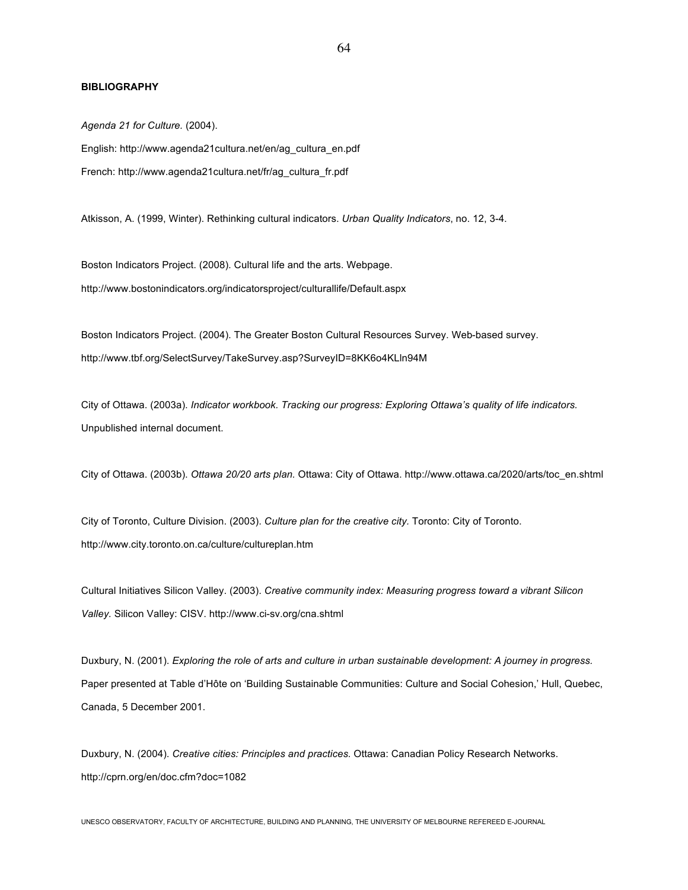**BIBLIOGRAPHY**

*Agenda 21 for Culture.* (2004).

English: http://www.agenda21cultura.net/en/ag_cultura_en.pdf

French: http://www.agenda21cultura.net/fr/ag_cultura_fr.pdf

Atkisson, A. (1999, Winter). Rethinking cultural indicators. *Urban Quality Indicators*, no. 12, 3-4.

Boston Indicators Project. (2008). Cultural life and the arts. Webpage. http://www.bostonindicators.org/indicatorsproject/culturallife/Default.aspx

Boston Indicators Project. (2004). The Greater Boston Cultural Resources Survey. Web-based survey. http://www.tbf.org/SelectSurvey/TakeSurvey.asp?SurveyID=8KK6o4KLln94M

City of Ottawa. (2003a). *Indicator workbook. Tracking our progress: Exploring Ottawa's quality of life indicators.* Unpublished internal document.

City of Ottawa. (2003b). *Ottawa 20/20 arts plan.* Ottawa: City of Ottawa. http://www.ottawa.ca/2020/arts/toc_en.shtml

City of Toronto, Culture Division. (2003). *Culture plan for the creative city.* Toronto: City of Toronto. http://www.city.toronto.on.ca/culture/cultureplan.htm

Cultural Initiatives Silicon Valley. (2003). *Creative community index: Measuring progress toward a vibrant Silicon Valley.* Silicon Valley: CISV. http://www.ci-sv.org/cna.shtml

Duxbury, N. (2001). *Exploring the role of arts and culture in urban sustainable development: A journey in progress.* Paper presented at Table d'Hôte on 'Building Sustainable Communities: Culture and Social Cohesion,' Hull, Quebec, Canada, 5 December 2001.

Duxbury, N. (2004). *Creative cities: Principles and practices.* Ottawa: Canadian Policy Research Networks. http://cprn.org/en/doc.cfm?doc=1082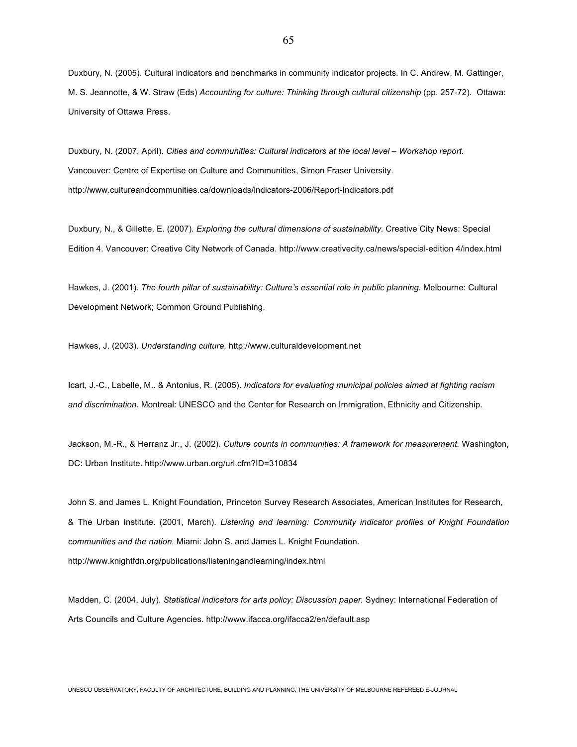Duxbury, N. (2005). Cultural indicators and benchmarks in community indicator projects. In C. Andrew, M. Gattinger, M. S. Jeannotte, & W. Straw (Eds) *Accounting for culture: Thinking through cultural citizenship* (pp. 257-72). Ottawa: University of Ottawa Press.

Duxbury, N. (2007, April). *Cities and communities: Cultural indicators at the local level – Workshop report.* Vancouver: Centre of Expertise on Culture and Communities, Simon Fraser University. http://www.cultureandcommunities.ca/downloads/indicators-2006/Report-Indicators.pdf

Duxbury, N., & Gillette, E. (2007). *Exploring the cultural dimensions of sustainability.* Creative City News: Special Edition 4. Vancouver: Creative City Network of Canada. http://www.creativecity.ca/news/special-edition 4/index.html

Hawkes, J. (2001). *The fourth pillar of sustainability: Culture's essential role in public planning.* Melbourne: Cultural Development Network; Common Ground Publishing.

Hawkes, J. (2003). *Understanding culture.* http://www.culturaldevelopment.net

Icart, J.-C., Labelle, M.. & Antonius, R. (2005). *Indicators for evaluating municipal policies aimed at fighting racism and discrimination.* Montreal: UNESCO and the Center for Research on Immigration, Ethnicity and Citizenship.

Jackson, M.-R., & Herranz Jr., J. (2002). *Culture counts in communities: A framework for measurement.* Washington, DC: Urban Institute. http://www.urban.org/url.cfm?ID=310834

John S. and James L. Knight Foundation, Princeton Survey Research Associates, American Institutes for Research, & The Urban Institute. (2001, March). *Listening and learning: Community indicator profiles of Knight Foundation communities and the nation.* Miami: John S. and James L. Knight Foundation. http://www.knightfdn.org/publications/listeningandlearning/index.html

Madden, C. (2004, July). *Statistical indicators for arts policy: Discussion paper.* Sydney: International Federation of Arts Councils and Culture Agencies. http://www.ifacca.org/ifacca2/en/default.asp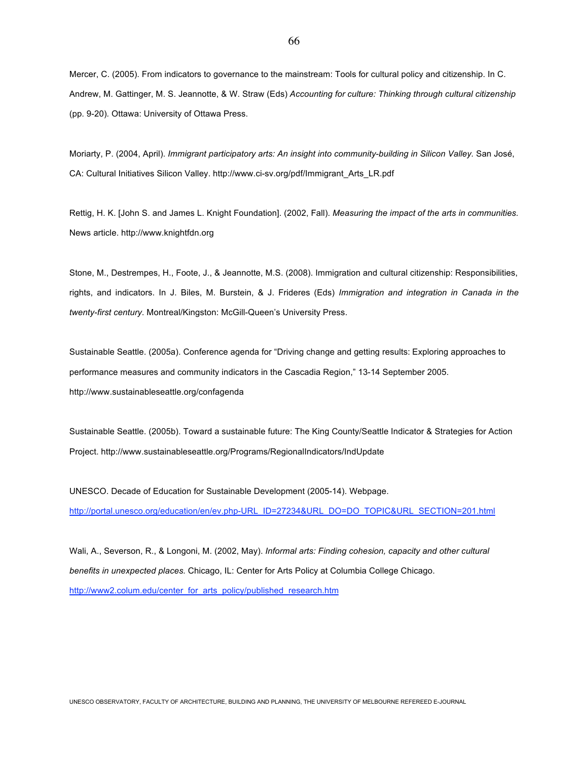Mercer, C. (2005). From indicators to governance to the mainstream: Tools for cultural policy and citizenship. In C. Andrew, M. Gattinger, M. S. Jeannotte, & W. Straw (Eds) *Accounting for culture: Thinking through cultural citizenship* (pp. 9-20). Ottawa: University of Ottawa Press.

Moriarty, P. (2004, April). *Immigrant participatory arts: An insight into community-building in Silicon Valley.* San José, CA: Cultural Initiatives Silicon Valley. http://www.ci-sv.org/pdf/Immigrant_Arts_LR.pdf

Rettig, H. K. [John S. and James L. Knight Foundation]. (2002, Fall). *Measuring the impact of the arts in communities.* News article. http://www.knightfdn.org

Stone, M., Destrempes, H., Foote, J., & Jeannotte, M.S. (2008). Immigration and cultural citizenship: Responsibilities, rights, and indicators. In J. Biles, M. Burstein, & J. Frideres (Eds) *Immigration and integration in Canada in the twenty-first century*. Montreal/Kingston: McGill-Queen's University Press.

Sustainable Seattle. (2005a). Conference agenda for "Driving change and getting results: Exploring approaches to performance measures and community indicators in the Cascadia Region," 13-14 September 2005. http://www.sustainableseattle.org/confagenda

Sustainable Seattle. (2005b). Toward a sustainable future: The King County/Seattle Indicator & Strategies for Action Project. http://www.sustainableseattle.org/Programs/RegionalIndicators/IndUpdate

UNESCO. Decade of Education for Sustainable Development (2005-14). Webpage. http://portal.unesco.org/education/en/ev.php-URL_ID=27234&URL_DO=DO_TOPIC&URL_SECTION=201.html

Wali, A., Severson, R., & Longoni, M. (2002, May). *Informal arts: Finding cohesion, capacity and other cultural benefits in unexpected places.* Chicago, IL: Center for Arts Policy at Columbia College Chicago. http://www2.colum.edu/center_for_arts_policy/published_research.htm